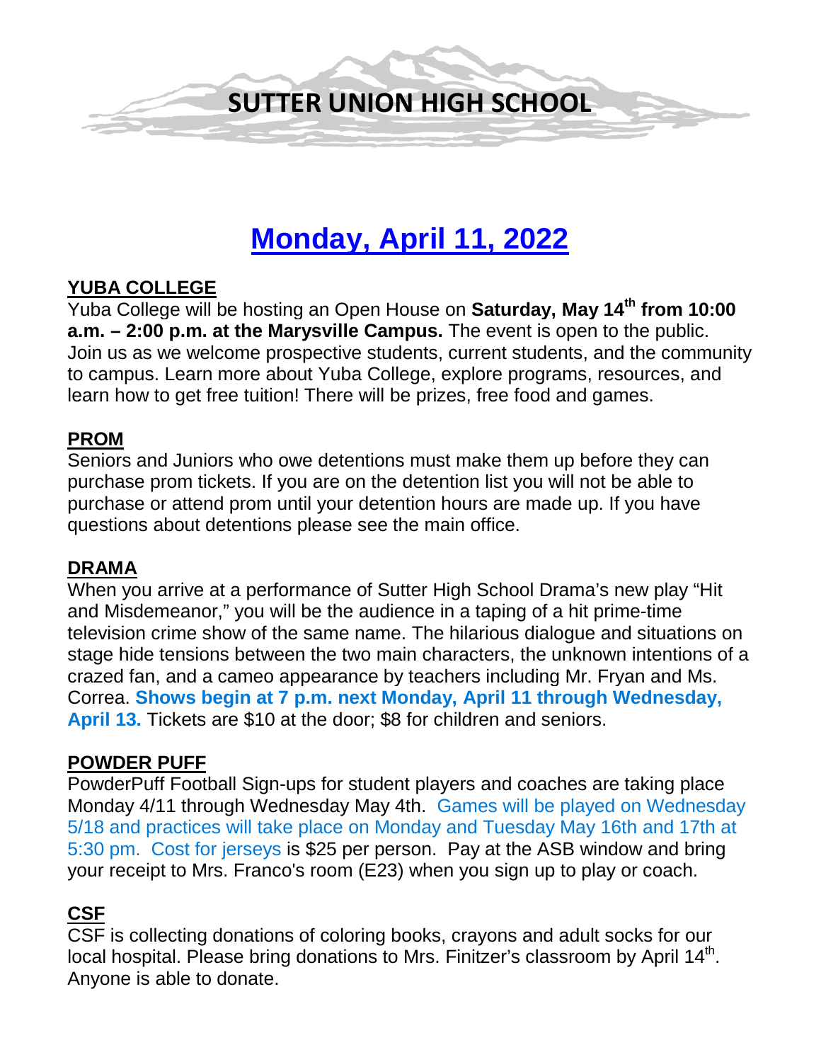# SUTTER UNION HIGH SCHOOL

# Monday, April 11, 2022

## YUBA COLLEGE

Yuba College will be hosting an Open House on **Saturday, May 14th from 10:00 a.m. – 2:00 p.m. at the Marysville Campus.** The event is open to the public. Join us as we welcome prospective students, current students, and the community to campus. Learn more about Yuba College, explore programs, resources, and learn how to get free tuition! There will be prizes, free food and games.

## PROM

Seniors and Juniors who owe detentions must make them up before they can purchase prom tickets. If you are on the detention list you will not be able to purchase or attend prom until your detention hours are made up. If you have questions about detentions please see the main office.

## DRAMA

When you arrive at a performance of Sutter High School Drama's new play "Hit and Misdemeanor," you will be the audience in a taping of a hit prime-time television crime show of the same name. The hilarious dialogue and situations on stage hide tensions between the two main characters, the unknown intentions of a crazed fan, and a cameo appearance by teachers including Mr. Fryan and Ms. Correa. **Shows begin at 7 p.m. next Monday, April 11 through Wednesday, April 13.** Tickets are $10 at the door; $8 for children and seniors.

## POWDER PUFF

PowderPuff Football Sign-ups for student players and coaches are taking place Monday 4/11 through Wednesday May 4th. Games will be played on Wednesday 5/18 and practices will take place on Monday and Tuesday May 16th and 17th at 5:30 pm. Cost for jerseys is $25 per person. Pay at the ASB window and bring your receipt to Mrs. Franco's room (E23) when you sign up to play or coach.

## CSF

CSF is collecting donations of coloring books, crayons and adult socks for our local hospital. Please bring donations to Mrs. Finitzer's classroom by April 14th. Anyone is able to donate.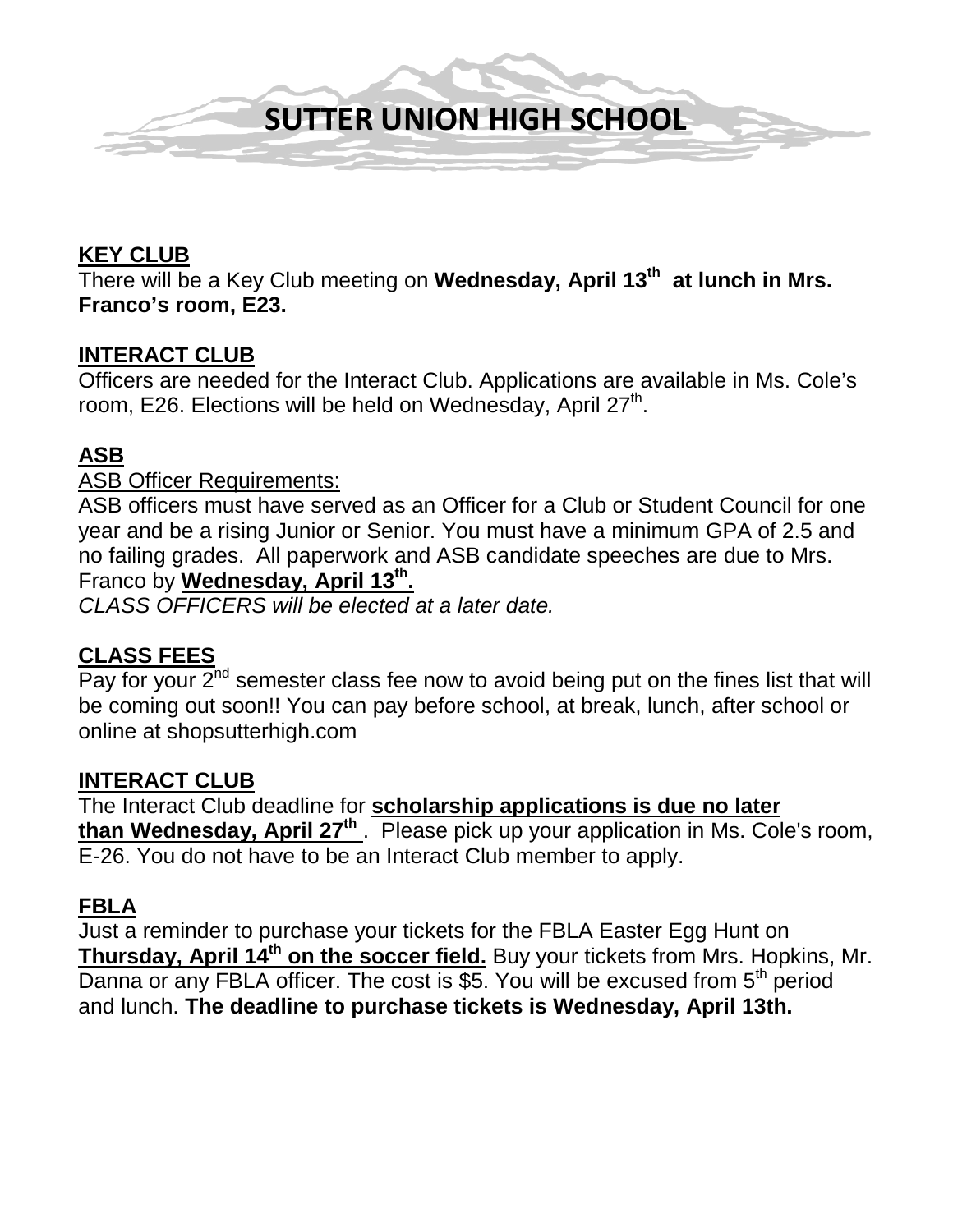# SUTTER UNION HIGH SCHOOL

## KEY CLUB

There will be a Key Club meeting on **Wednesday, April 13th at lunch in Mrs. Franco's room, E23.**

## INTERACT CLUB

Officers are needed for the Interact Club. Applications are available in Ms. Cole's room, E26. Elections will be held on Wednesday, April 27th.

## ASB

ASB Officer Requirements:

ASB officers must have served as an Officer for a Club or Student Council for one year and be a rising Junior or Senior. You must have a minimum GPA of 2.5 and no failing grades. All paperwork and ASB candidate speeches are due to Mrs. Franco by **Wednesday, April 13th.**

*CLASS OFFICERS will be elected at a later date.*

## CLASS FEES

Pay for your 2nd semester class fee now to avoid being put on the fines list that will be coming out soon!! You can pay before school, at break, lunch, after school or online at shopsutterhigh.com

## INTERACT CLUB

The Interact Club deadline for **scholarship applications is due no later than Wednesday, April 27th**. Please pick up your application in Ms. Cole's room, E-26. You do not have to be an Interact Club member to apply.

## FBLA

Just a reminder to purchase your tickets for the FBLA Easter Egg Hunt on **Thursday, April 14th on the soccer field.** Buy your tickets from Mrs. Hopkins, Mr. Danna or any FBLA officer. The cost is $5. You will be excused from 5th period and lunch. **The deadline to purchase tickets is Wednesday, April 13th.**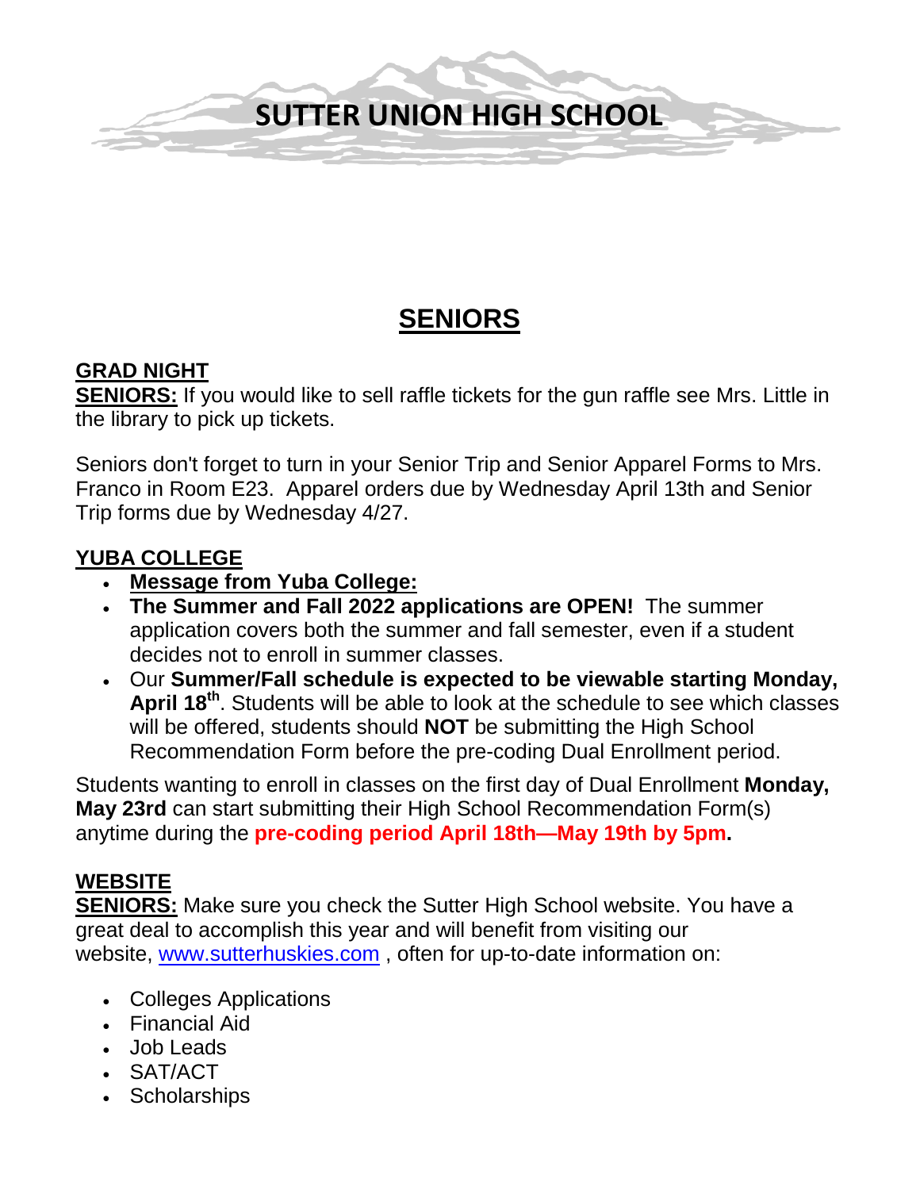# SUTTER UNION HIGH SCHOOL

## SENIORS

### GRAD NIGHT

**SENIORS:** If you would like to sell raffle tickets for the gun raffle see Mrs. Little in the library to pick up tickets.

Seniors don't forget to turn in your Senior Trip and Senior Apparel Forms to Mrs. Franco in Room E23. Apparel orders due by Wednesday April 13th and Senior Trip forms due by Wednesday 4/27.

### YUBA COLLEGE

- **Message from Yuba College:**
- **The Summer and Fall 2022 applications are OPEN!** The summer application covers both the summer and fall semester, even if a student decides not to enroll in summer classes.
- Our **Summer/Fall schedule is expected to be viewable starting Monday, April 18th**. Students will be able to look at the schedule to see which classes will be offered, students should **NOT** be submitting the High School Recommendation Form before the pre-coding Dual Enrollment period.

Students wanting to enroll in classes on the first day of Dual Enrollment **Monday, May 23rd** can start submitting their High School Recommendation Form(s) anytime during the **pre-coding period April 18th—May 19th by 5pm.**

### WEBSITE

**SENIORS:** Make sure you check the Sutter High School website. You have a great deal to accomplish this year and will benefit from visiting our website, [www.sutterhuskies.com](http://www.sutterhuskies.com) , often for up-to-date information on:

- Colleges Applications
- Financial Aid
- Job Leads
- SAT/ACT
- Scholarships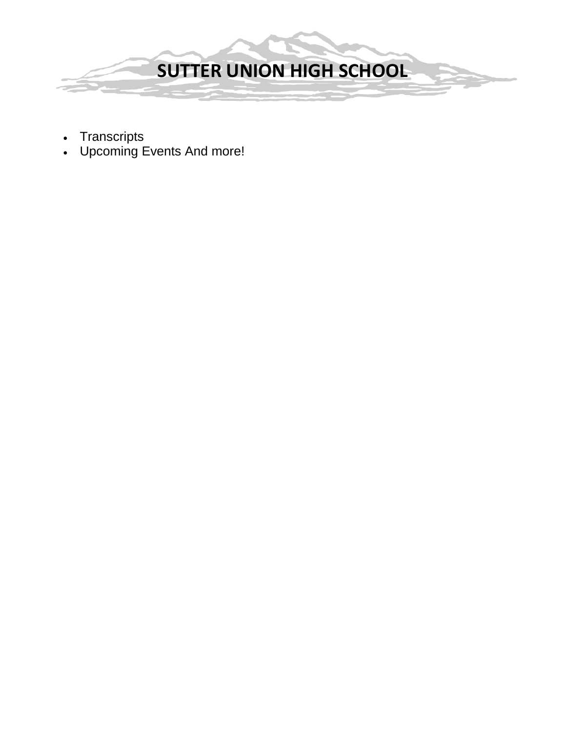- Transcripts
- Upcoming Events And more!